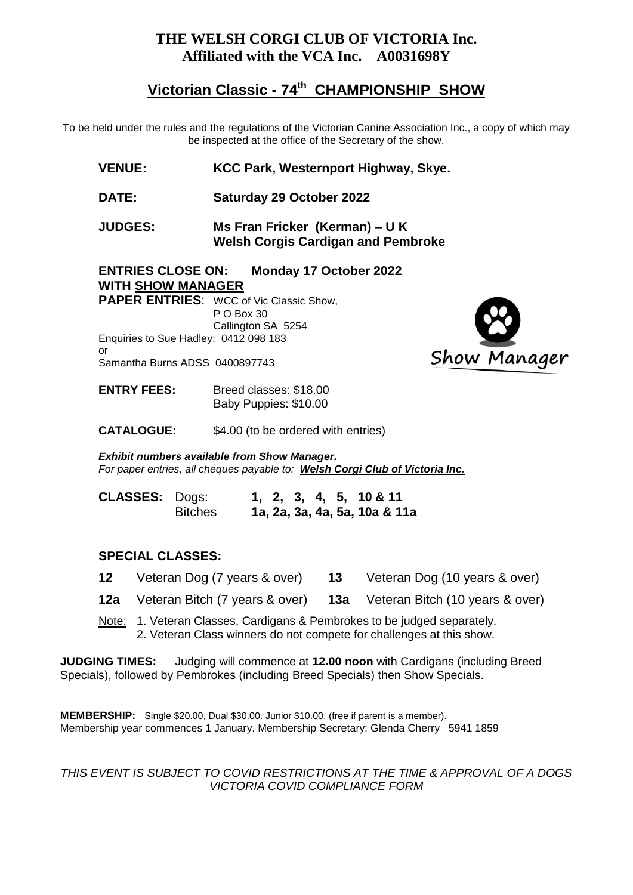# THE WELSH CORGI CLUB OF VICTORIA Inc.
## Affiliated with the VCA Inc. A0031698Y

## Victorian Classic - 74th CHAMPIONSHIP SHOW

To be held under the rules and the regulations of the Victorian Canine Association Inc., a copy of which may be inspected at the office of the Secretary of the show.

**VENUE:** **KCC Park, Westernport Highway, Skye.**

**DATE:** **Saturday 29 October 2022**

**JUDGES:** **Ms Fran Fricker (Kerman) – U K**
**Welsh Corgis Cardigan and Pembroke**

**ENTRIES CLOSE ON:** **Monday 17 October 2022**
**WITH SHOW MANAGER**

**PAPER ENTRIES**: WCC of Vic Classic Show,
P O Box 30
Callington SA 5254

Enquiries to Sue Hadley: 0412 098 183
or
Samantha Burns ADSS 0400897743

Show Manager

**ENTRY FEES:** Breed classes: $18.00
Baby Puppies: $10.00

**CATALOGUE:** $4.00 (to be ordered with entries)

***Exhibit numbers available from Show Manager.***
*For paper entries, all cheques payable to:* ***Welsh Corgi Club of Victoria Inc.***

| **CLASSES:** | Dogs: | **1, 2, 3, 4, 5, 10 & 11** |
|---|---|---|
| | Bitches | **1a, 2a, 3a, 4a, 5a, 10a & 11a** |

### SPECIAL CLASSES:

| | | | |
|---|---|---|---|
| **12** | Veteran Dog (7 years & over) | **13** | Veteran Dog (10 years & over) |
| **12a** | Veteran Bitch (7 years & over) | **13a** | Veteran Bitch (10 years & over) |

Note: 1. Veteran Classes, Cardigans & Pembrokes to be judged separately.
2. Veteran Class winners do not compete for challenges at this show.

**JUDGING TIMES:** Judging will commence at **12.00 noon** with Cardigans (including Breed Specials), followed by Pembrokes (including Breed Specials) then Show Specials.

**MEMBERSHIP:** Single $20.00, Dual $30.00. Junior $10.00, (free if parent is a member).
Membership year commences 1 January. Membership Secretary: Glenda Cherry 5941 1859

*THIS EVENT IS SUBJECT TO COVID RESTRICTIONS AT THE TIME & APPROVAL OF A DOGS VICTORIA COVID COMPLIANCE FORM*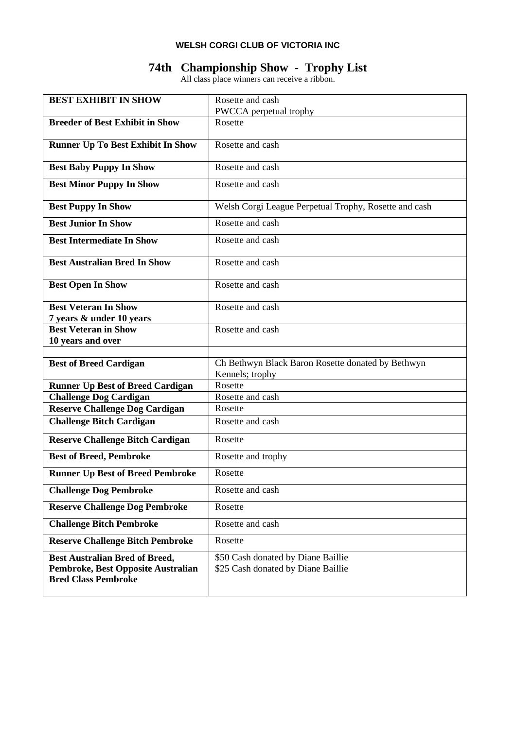**WELSH CORGI CLUB OF VICTORIA INC**

# 74th Championship Show - Trophy List

All class place winners can receive a ribbon.

| | |
|---|---|
| **BEST EXHIBIT IN SHOW** | Rosette and cash<br>PWCCA perpetual trophy |
| **Breeder of Best Exhibit in Show** | Rosette |
| **Runner Up To Best Exhibit In Show** | Rosette and cash |
| **Best Baby Puppy In Show** | Rosette and cash |
| **Best Minor Puppy In Show** | Rosette and cash |
| **Best Puppy In Show** | Welsh Corgi League Perpetual Trophy, Rosette and cash |
| **Best Junior In Show** | Rosette and cash |
| **Best Intermediate In Show** | Rosette and cash |
| **Best Australian Bred In Show** | Rosette and cash |
| **Best Open In Show** | Rosette and cash |
| **Best Veteran In Show**<br>**7 years & under 10 years** | Rosette and cash |
| **Best Veteran in Show**<br>**10 years and over** | Rosette and cash |
| | |
| **Best of Breed Cardigan** | Ch Bethwyn Black Baron Rosette donated by Bethwyn Kennels; trophy |
| **Runner Up Best of Breed Cardigan** | Rosette |
| **Challenge Dog Cardigan** | Rosette and cash |
| **Reserve Challenge Dog Cardigan** | Rosette |
| **Challenge Bitch Cardigan** | Rosette and cash |
| **Reserve Challenge Bitch Cardigan** | Rosette |
| **Best of Breed, Pembroke** | Rosette and trophy |
| **Runner Up Best of Breed Pembroke** | Rosette |
| **Challenge Dog Pembroke** | Rosette and cash |
| **Reserve Challenge Dog Pembroke** | Rosette |
| **Challenge Bitch Pembroke** | Rosette and cash |
| **Reserve Challenge Bitch Pembroke** | Rosette |
| **Best Australian Bred of Breed, Pembroke, Best Opposite Australian Bred Class Pembroke** | $50 Cash donated by Diane Baillie<br>$25 Cash donated by Diane Baillie |